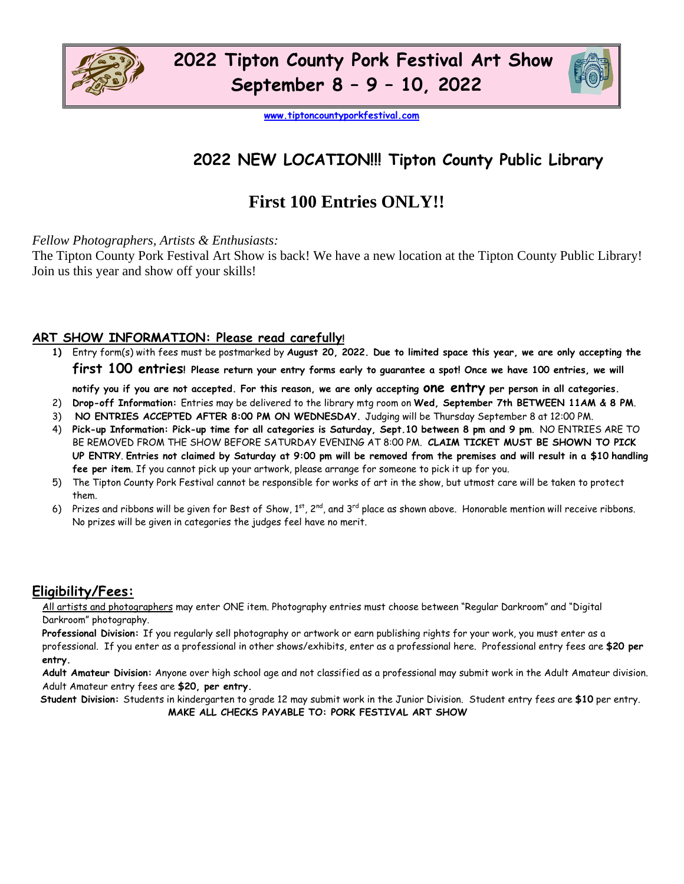# 2022 Tipton County Pork Festival Art Show
# September 8 – 9 – 10, 2022

www.tiptoncountyporkfestival.com

## 2022 NEW LOCATION!!! Tipton County Public Library

## First 100 Entries ONLY!!

*Fellow Photographers, Artists & Enthusiasts:*

The Tipton County Pork Festival Art Show is back! We have a new location at the Tipton County Public Library! Join us this year and show off your skills!

### ART SHOW INFORMATION: Please read carefully!

1) Entry form(s) with fees must be postmarked by **August 20, 2022. Due to limited space this year, we are only accepting the first 100 entries! Please return your entry forms early to guarantee a spot! Once we have 100 entries, we will notify you if you are not accepted. For this reason, we are only accepting one entry per person in all categories.**
2) **Drop-off Information:** Entries may be delivered to the library mtg room on **Wed, September 7th BETWEEN 11AM & 8 PM**.
3) **NO ENTRIES ACCEPTED AFTER 8:00 PM ON WEDNESDAY.** Judging will be Thursday September 8 at 12:00 PM.
4) **Pick-up Information: Pick-up time for all categories is Saturday, Sept.10 between 8 pm and 9 pm**. NO ENTRIES ARE TO BE REMOVED FROM THE SHOW BEFORE SATURDAY EVENING AT 8:00 PM. **CLAIM TICKET MUST BE SHOWN TO PICK UP ENTRY**. **Entries not claimed by Saturday at 9:00 pm will be removed from the premises and will result in a $10 handling fee per item**. If you cannot pick up your artwork, please arrange for someone to pick it up for you.
5) The Tipton County Pork Festival cannot be responsible for works of art in the show, but utmost care will be taken to protect them.
6) Prizes and ribbons will be given for Best of Show, 1st, 2nd, and 3rd place as shown above. Honorable mention will receive ribbons. No prizes will be given in categories the judges feel have no merit.

### Eligibility/Fees:

All artists and photographers may enter ONE item. Photography entries must choose between "Regular Darkroom" and "Digital Darkroom" photography.

**Professional Division:** If you regularly sell photography or artwork or earn publishing rights for your work, you must enter as a professional. If you enter as a professional in other shows/exhibits, enter as a professional here. Professional entry fees are **$20 per entry.**

**Adult Amateur Division:** Anyone over high school age and not classified as a professional may submit work in the Adult Amateur division. Adult Amateur entry fees are **$20, per entry.**

**Student Division:** Students in kindergarten to grade 12 may submit work in the Junior Division. Student entry fees are **$10** per entry.

**MAKE ALL CHECKS PAYABLE TO: PORK FESTIVAL ART SHOW**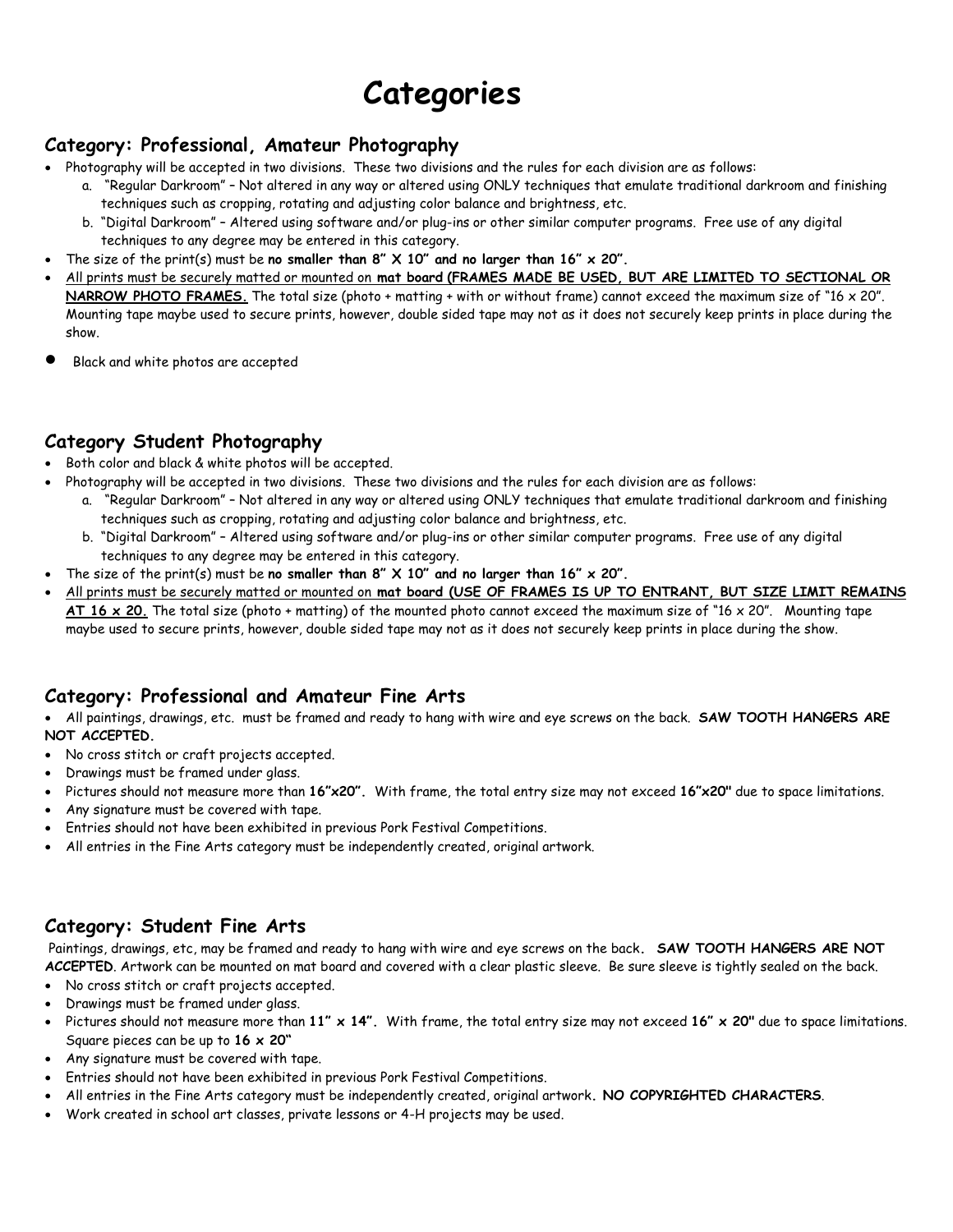# Categories

## Category: Professional, Amateur Photography

- Photography will be accepted in two divisions. These two divisions and the rules for each division are as follows:
    a. "Regular Darkroom" – Not altered in any way or altered using ONLY techniques that emulate traditional darkroom and finishing techniques such as cropping, rotating and adjusting color balance and brightness, etc.
    b. "Digital Darkroom" – Altered using software and/or plug-ins or other similar computer programs. Free use of any digital techniques to any degree may be entered in this category.
- The size of the print(s) must be **no smaller than 8" X 10" and no larger than 16" x 20".**
- All prints must be securely matted or mounted on **mat board (FRAMES MADE BE USED, BUT ARE LIMITED TO SECTIONAL OR NARROW PHOTO FRAMES.** The total size (photo + matting + with or without frame) cannot exceed the maximum size of "16 x 20". Mounting tape maybe used to secure prints, however, double sided tape may not as it does not securely keep prints in place during the show.
- Black and white photos are accepted

## Category Student Photography

- Both color and black & white photos will be accepted.
- Photography will be accepted in two divisions. These two divisions and the rules for each division are as follows:
    a. "Regular Darkroom" – Not altered in any way or altered using ONLY techniques that emulate traditional darkroom and finishing techniques such as cropping, rotating and adjusting color balance and brightness, etc.
    b. "Digital Darkroom" – Altered using software and/or plug-ins or other similar computer programs. Free use of any digital techniques to any degree may be entered in this category.
- The size of the print(s) must be **no smaller than 8" X 10" and no larger than 16" x 20".**
- All prints must be securely matted or mounted on **mat board (USE OF FRAMES IS UP TO ENTRANT, BUT SIZE LIMIT REMAINS AT 16 x 20.** The total size (photo + matting) of the mounted photo cannot exceed the maximum size of "16 x 20". Mounting tape maybe used to secure prints, however, double sided tape may not as it does not securely keep prints in place during the show.

## Category: Professional and Amateur Fine Arts

- All paintings, drawings, etc. must be framed and ready to hang with wire and eye screws on the back. **SAW TOOTH HANGERS ARE NOT ACCEPTED.**
- No cross stitch or craft projects accepted.
- Drawings must be framed under glass.
- Pictures should not measure more than **16"x20".** With frame, the total entry size may not exceed **16"x20"** due to space limitations.
- Any signature must be covered with tape.
- Entries should not have been exhibited in previous Pork Festival Competitions.
- All entries in the Fine Arts category must be independently created, original artwork.

## Category: Student Fine Arts

Paintings, drawings, etc, may be framed and ready to hang with wire and eye screws on the back**. SAW TOOTH HANGERS ARE NOT ACCEPTED**. Artwork can be mounted on mat board and covered with a clear plastic sleeve. Be sure sleeve is tightly sealed on the back.

- No cross stitch or craft projects accepted.
- Drawings must be framed under glass.
- Pictures should not measure more than **11" x 14".** With frame, the total entry size may not exceed **16" x 20"** due to space limitations. Square pieces can be up to **16 x 20"**
- Any signature must be covered with tape.
- Entries should not have been exhibited in previous Pork Festival Competitions.
- All entries in the Fine Arts category must be independently created, original artwork**. NO COPYRIGHTED CHARACTERS**.
- Work created in school art classes, private lessons or 4-H projects may be used.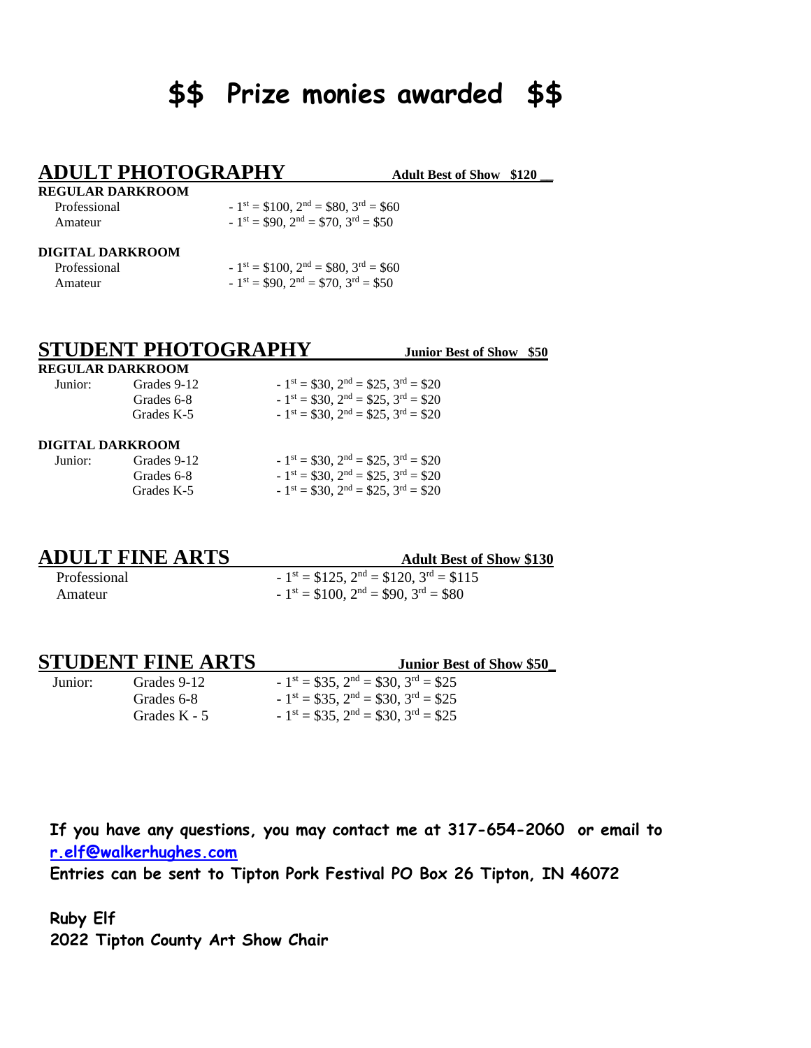# $$ Prize monies awarded $$

## ADULT PHOTOGRAPHY

**Adult Best of Show $120**

**REGULAR DARKROOM**

| | |
|---|---|
| Professional | - $1^{st}$ = $100, $2^{nd}$ = $80, $3^{rd}$ = $60 |
| Amateur | - $1^{st}$ = $90, $2^{nd}$ = $70, $3^{rd}$ = $50 |

**DIGITAL DARKROOM**

| | |
|---|---|
| Professional | - $1^{st}$ = $100, $2^{nd}$ = $80, $3^{rd}$ = $60 |
| Amateur | - $1^{st}$ = $90, $2^{nd}$ = $70, $3^{rd}$ = $50 |

## STUDENT PHOTOGRAPHY

**Junior Best of Show $50**

**REGULAR DARKROOM**

| | | |
|---|---|---|
| Junior: | Grades 9-12 | - $1^{st}$ = $30, $2^{nd}$ = $25, $3^{rd}$ = $20 |
| | Grades 6-8 | - $1^{st}$ = $30, $2^{nd}$ = $25, $3^{rd}$ = $20 |
| | Grades K-5 | - $1^{st}$ = $30, $2^{nd}$ = $25, $3^{rd}$ = $20 |

**DIGITAL DARKROOM**

| | | |
|---|---|---|
| Junior: | Grades 9-12 | - $1^{st}$ = $30, $2^{nd}$ = $25, $3^{rd}$ = $20 |
| | Grades 6-8 | - $1^{st}$ = $30, $2^{nd}$ = $25, $3^{rd}$ = $20 |
| | Grades K-5 | - $1^{st}$ = $30, $2^{nd}$ = $25, $3^{rd}$ = $20 |

## ADULT FINE ARTS

**Adult Best of Show $130**

| | |
|---|---|
| Professional | - $1^{st}$ = $125, $2^{nd}$ = $120, $3^{rd}$ = $115 |
| Amateur | - $1^{st}$ = $100, $2^{nd}$ = $90, $3^{rd}$ = $80 |

## STUDENT FINE ARTS

**Junior Best of Show $50**

| | | |
|---|---|---|
| Junior: | Grades 9-12 | - $1^{st}$ = $35, $2^{nd}$ = $30, $3^{rd}$ = $25 |
| | Grades 6-8 | - $1^{st}$ = $35, $2^{nd}$ = $30, $3^{rd}$ = $25 |
| | Grades K - 5 | - $1^{st}$ = $35, $2^{nd}$ = $30, $3^{rd}$ = $25 |

**If you have any questions, you may contact me at 317-654-2060 or email to r.elf@walkerhughes.com**

**Entries can be sent to Tipton Pork Festival PO Box 26 Tipton, IN 46072**

**Ruby Elf**
**2022 Tipton County Art Show Chair**